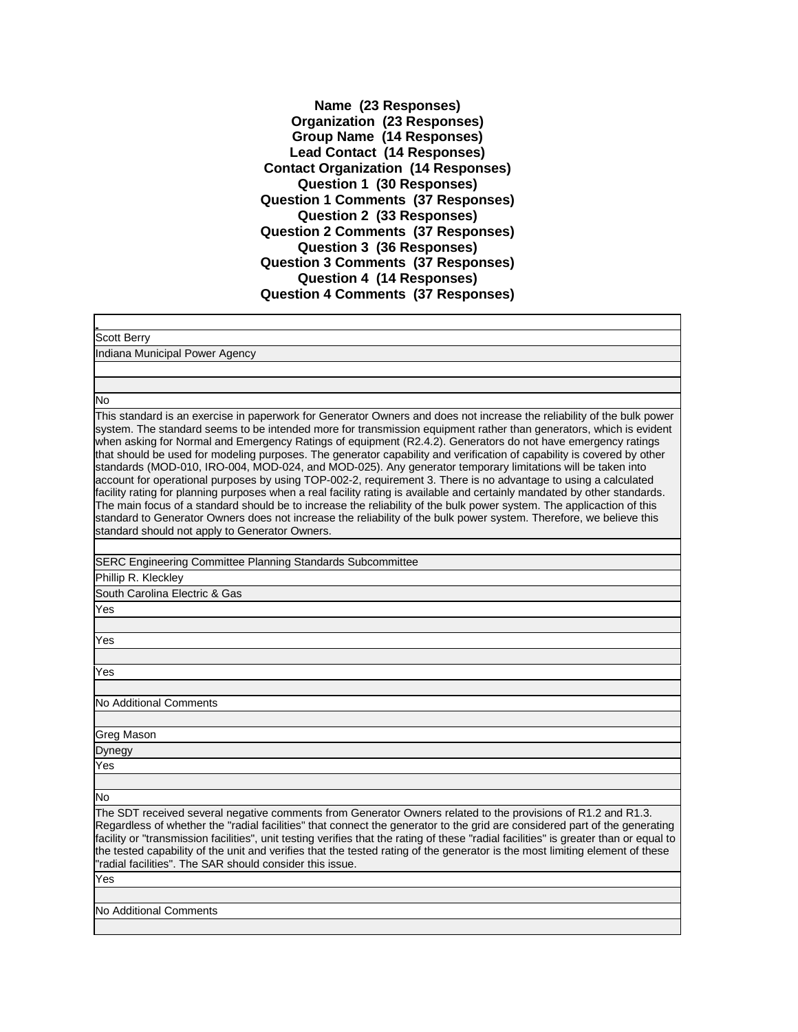**Name (23 Responses)**
**Organization (23 Responses)**
**Group Name (14 Responses)**
**Lead Contact (14 Responses)**
**Contact Organization (14 Responses)**
**Question 1 (30 Responses)**
**Question 1 Comments (37 Responses)**
**Question 2 (33 Responses)**
**Question 2 Comments (37 Responses)**
**Question 3 (36 Responses)**
**Question 3 Comments (37 Responses)**
**Question 4 (14 Responses)**
**Question 4 Comments (37 Responses)**

---

Scott Berry

Indiana Municipal Power Agency

No

This standard is an exercise in paperwork for Generator Owners and does not increase the reliability of the bulk power system. The standard seems to be intended more for transmission equipment rather than generators, which is evident when asking for Normal and Emergency Ratings of equipment (R2.4.2). Generators do not have emergency ratings that should be used for modeling purposes. The generator capability and verification of capability is covered by other standards (MOD-010, IRO-004, MOD-024, and MOD-025). Any generator temporary limitations will be taken into account for operational purposes by using TOP-002-2, requirement 3. There is no advantage to using a calculated facility rating for planning purposes when a real facility rating is available and certainly mandated by other standards. The main focus of a standard should be to increase the reliability of the bulk power system. The applicaction of this standard to Generator Owners does not increase the reliability of the bulk power system. Therefore, we believe this standard should not apply to Generator Owners.

---

SERC Engineering Committee Planning Standards Subcommittee

Phillip R. Kleckley

South Carolina Electric & Gas

Yes

Yes

Yes

No Additional Comments

---

Greg Mason

Dynegy

Yes

No

The SDT received several negative comments from Generator Owners related to the provisions of R1.2 and R1.3. Regardless of whether the "radial facilities" that connect the generator to the grid are considered part of the generating facility or "transmission facilities", unit testing verifies that the rating of these "radial facilities" is greater than or equal to the tested capability of the unit and verifies that the tested rating of the generator is the most limiting element of these "radial facilities". The SAR should consider this issue.

Yes

No Additional Comments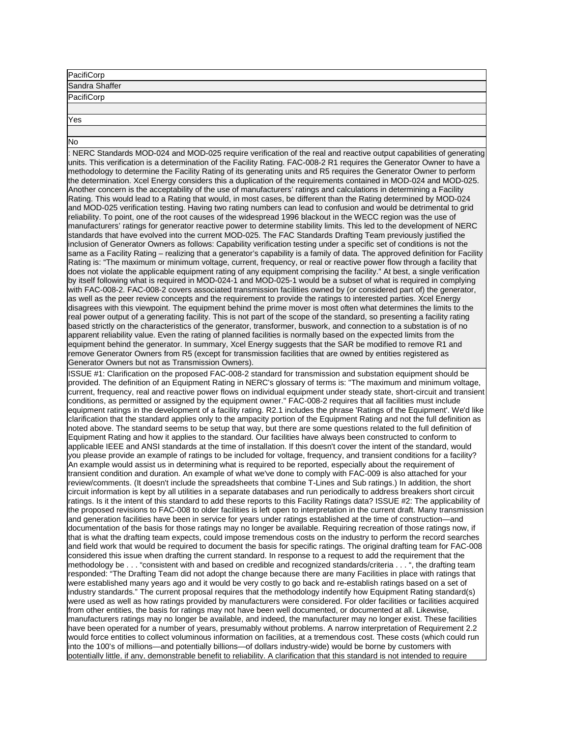PacifiCorp

Sandra Shaffer

PacifiCorp

Yes

No

: NERC Standards MOD-024 and MOD-025 require verification of the real and reactive output capabilities of generating units. This verification is a determination of the Facility Rating. FAC-008-2 R1 requires the Generator Owner to have a methodology to determine the Facility Rating of its generating units and R5 requires the Generator Owner to perform the determination. Xcel Energy considers this a duplication of the requirements contained in MOD-024 and MOD-025. Another concern is the acceptability of the use of manufacturers' ratings and calculations in determining a Facility Rating. This would lead to a Rating that would, in most cases, be different than the Rating determined by MOD-024 and MOD-025 verification testing. Having two rating numbers can lead to confusion and would be detrimental to grid reliability. To point, one of the root causes of the widespread 1996 blackout in the WECC region was the use of manufacturers' ratings for generator reactive power to determine stability limits. This led to the development of NERC standards that have evolved into the current MOD-025. The FAC Standards Drafting Team previously justified the inclusion of Generator Owners as follows: Capability verification testing under a specific set of conditions is not the same as a Facility Rating – realizing that a generator's capability is a family of data. The approved definition for Facility Rating is: "The maximum or minimum voltage, current, frequency, or real or reactive power flow through a facility that does not violate the applicable equipment rating of any equipment comprising the facility." At best, a single verification by itself following what is required in MOD-024-1 and MOD-025-1 would be a subset of what is required in complying with FAC-008-2. FAC-008-2 covers associated transmission facilities owned by (or considered part of) the generator, as well as the peer review concepts and the requirement to provide the ratings to interested parties. Xcel Energy disagrees with this viewpoint. The equipment behind the prime mover is most often what determines the limits to the real power output of a generating facility. This is not part of the scope of the standard, so presenting a facility rating based strictly on the characteristics of the generator, transformer, buswork, and connection to a substation is of no apparent reliability value. Even the rating of planned facilities is normally based on the expected limits from the equipment behind the generator. In summary, Xcel Energy suggests that the SAR be modified to remove R1 and remove Generator Owners from R5 (except for transmission facilities that are owned by entities registered as Generator Owners but not as Transmission Owners).

ISSUE #1: Clarification on the proposed FAC-008-2 standard for transmission and substation equipment should be provided. The definition of an Equipment Rating in NERC's glossary of terms is: "The maximum and minimum voltage, current, frequency, real and reactive power flows on individual equipment under steady state, short-circuit and transient conditions, as permitted or assigned by the equipment owner." FAC-008-2 requires that all facilities must include equipment ratings in the development of a facility rating. R2.1 includes the phrase 'Ratings of the Equipment'. We'd like clarification that the standard applies only to the ampacity portion of the Equipment Rating and not the full definition as noted above. The standard seems to be setup that way, but there are some questions related to the full definition of Equipment Rating and how it applies to the standard. Our facilities have always been constructed to conform to applicable IEEE and ANSI standards at the time of installation. If this doesn't cover the intent of the standard, would you please provide an example of ratings to be included for voltage, frequency, and transient conditions for a facility? An example would assist us in determining what is required to be reported, especially about the requirement of transient condition and duration. An example of what we've done to comply with FAC-009 is also attached for your review/comments. (It doesn't include the spreadsheets that combine T-Lines and Sub ratings.) In addition, the short circuit information is kept by all utilities in a separate databases and run periodically to address breakers short circuit ratings. Is it the intent of this standard to add these reports to this Facility Ratings data? ISSUE #2: The applicability of the proposed revisions to FAC-008 to older facilities is left open to interpretation in the current draft. Many transmission and generation facilities have been in service for years under ratings established at the time of construction—and documentation of the basis for those ratings may no longer be available. Requiring recreation of those ratings now, if that is what the drafting team expects, could impose tremendous costs on the industry to perform the record searches and field work that would be required to document the basis for specific ratings. The original drafting team for FAC-008 considered this issue when drafting the current standard. In response to a request to add the requirement that the methodology be . . . "consistent with and based on credible and recognized standards/criteria . . . ", the drafting team responded: "The Drafting Team did not adopt the change because there are many Facilities in place with ratings that were established many years ago and it would be very costly to go back and re-establish ratings based on a set of industry standards." The current proposal requires that the methodology indentify how Equipment Rating standard(s) were used as well as how ratings provided by manufacturers were considered. For older facilities or facilities acquired from other entities, the basis for ratings may not have been well documented, or documented at all. Likewise, manufacturers ratings may no longer be available, and indeed, the manufacturer may no longer exist. These facilities have been operated for a number of years, presumably without problems. A narrow interpretation of Requirement 2.2 would force entities to collect voluminous information on facilities, at a tremendous cost. These costs (which could run into the 100's of millions—and potentially billions—of dollars industry-wide) would be borne by customers with potentially little, if any, demonstrable benefit to reliability. A clarification that this standard is not intended to require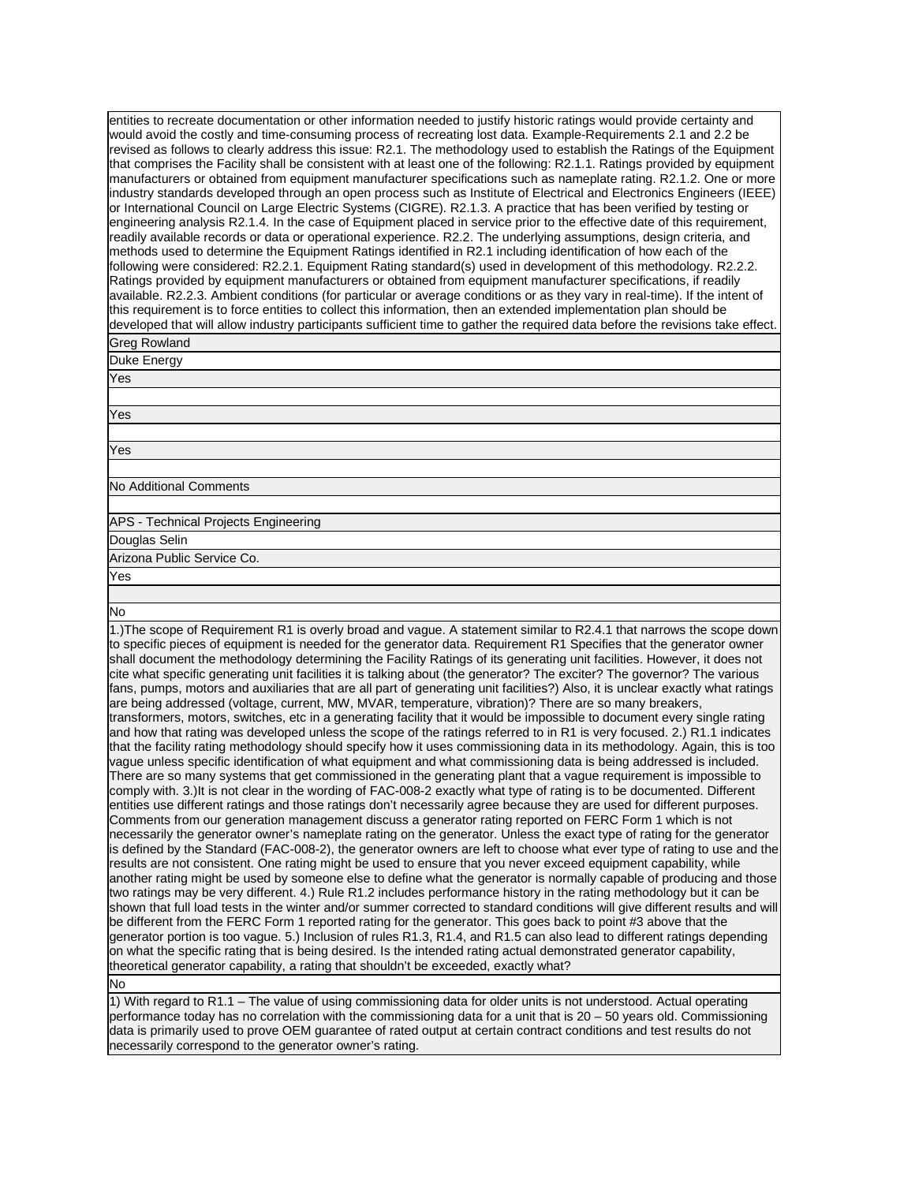entities to recreate documentation or other information needed to justify historic ratings would provide certainty and would avoid the costly and time-consuming process of recreating lost data. Example-Requirements 2.1 and 2.2 be revised as follows to clearly address this issue: R2.1. The methodology used to establish the Ratings of the Equipment that comprises the Facility shall be consistent with at least one of the following: R2.1.1. Ratings provided by equipment manufacturers or obtained from equipment manufacturer specifications such as nameplate rating. R2.1.2. One or more industry standards developed through an open process such as Institute of Electrical and Electronics Engineers (IEEE) or International Council on Large Electric Systems (CIGRE). R2.1.3. A practice that has been verified by testing or engineering analysis R2.1.4. In the case of Equipment placed in service prior to the effective date of this requirement, readily available records or data or operational experience. R2.2. The underlying assumptions, design criteria, and methods used to determine the Equipment Ratings identified in R2.1 including identification of how each of the following were considered: R2.2.1. Equipment Rating standard(s) used in development of this methodology. R2.2.2. Ratings provided by equipment manufacturers or obtained from equipment manufacturer specifications, if readily available. R2.2.3. Ambient conditions (for particular or average conditions or as they vary in real-time). If the intent of this requirement is to force entities to collect this information, then an extended implementation plan should be developed that will allow industry participants sufficient time to gather the required data before the revisions take effect.

Greg Rowland

Duke Energy

Yes

Yes

Yes

No Additional Comments

APS - Technical Projects Engineering

Douglas Selin

Arizona Public Service Co.

Yes

No

1.)The scope of Requirement R1 is overly broad and vague. A statement similar to R2.4.1 that narrows the scope down to specific pieces of equipment is needed for the generator data. Requirement R1 Specifies that the generator owner shall document the methodology determining the Facility Ratings of its generating unit facilities. However, it does not cite what specific generating unit facilities it is talking about (the generator? The exciter? The governor? The various fans, pumps, motors and auxiliaries that are all part of generating unit facilities?) Also, it is unclear exactly what ratings are being addressed (voltage, current, MW, MVAR, temperature, vibration)? There are so many breakers, transformers, motors, switches, etc in a generating facility that it would be impossible to document every single rating and how that rating was developed unless the scope of the ratings referred to in R1 is very focused. 2.) R1.1 indicates that the facility rating methodology should specify how it uses commissioning data in its methodology. Again, this is too vague unless specific identification of what equipment and what commissioning data is being addressed is included. There are so many systems that get commissioned in the generating plant that a vague requirement is impossible to comply with. 3.)It is not clear in the wording of FAC-008-2 exactly what type of rating is to be documented. Different entities use different ratings and those ratings don't necessarily agree because they are used for different purposes. Comments from our generation management discuss a generator rating reported on FERC Form 1 which is not necessarily the generator owner's nameplate rating on the generator. Unless the exact type of rating for the generator is defined by the Standard (FAC-008-2), the generator owners are left to choose what ever type of rating to use and the results are not consistent. One rating might be used to ensure that you never exceed equipment capability, while another rating might be used by someone else to define what the generator is normally capable of producing and those two ratings may be very different. 4.) Rule R1.2 includes performance history in the rating methodology but it can be shown that full load tests in the winter and/or summer corrected to standard conditions will give different results and will be different from the FERC Form 1 reported rating for the generator. This goes back to point #3 above that the generator portion is too vague. 5.) Inclusion of rules R1.3, R1.4, and R1.5 can also lead to different ratings depending on what the specific rating that is being desired. Is the intended rating actual demonstrated generator capability, theoretical generator capability, a rating that shouldn't be exceeded, exactly what?

No

1) With regard to R1.1 – The value of using commissioning data for older units is not understood. Actual operating performance today has no correlation with the commissioning data for a unit that is 20 – 50 years old. Commissioning data is primarily used to prove OEM guarantee of rated output at certain contract conditions and test results do not necessarily correspond to the generator owner's rating.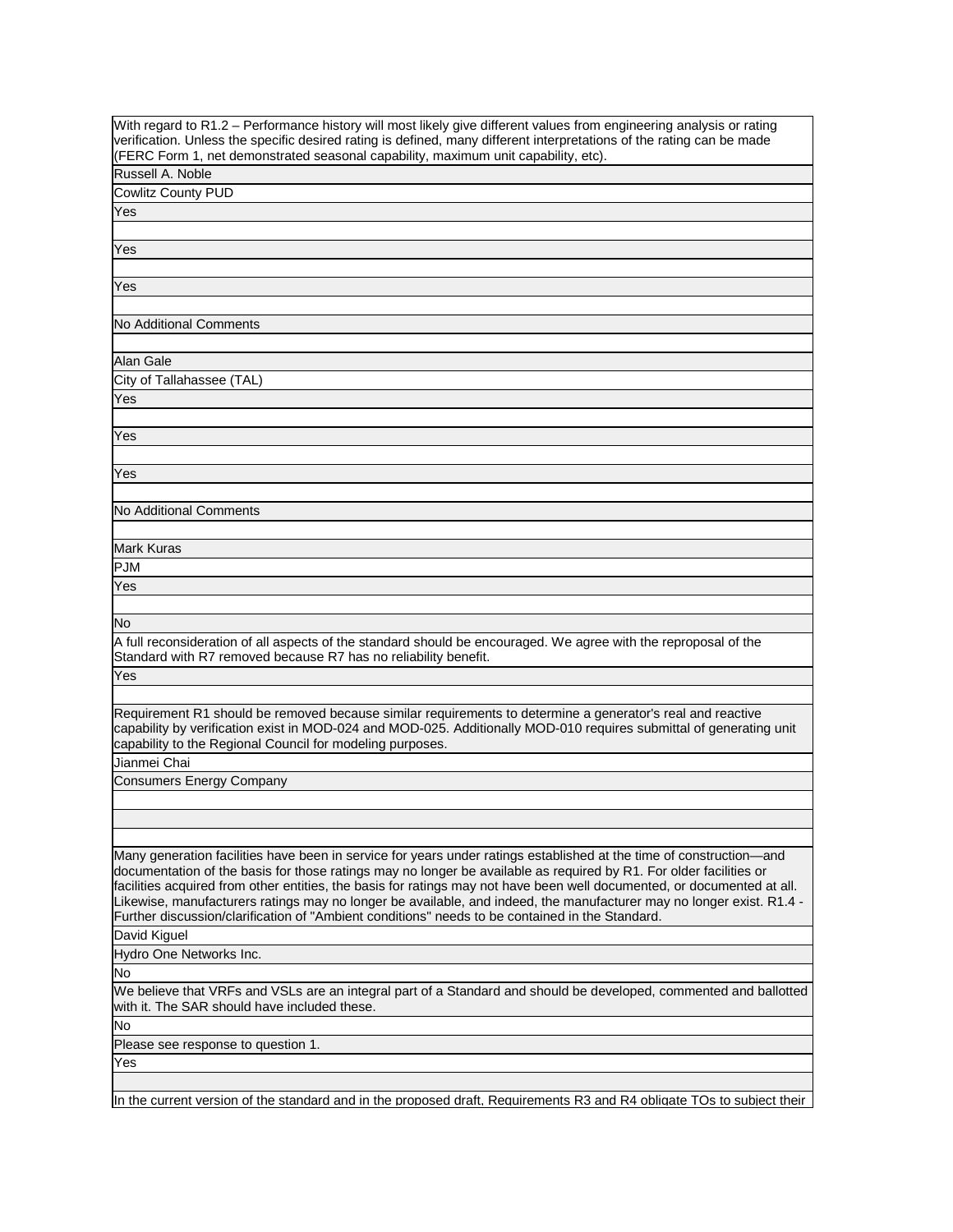| With regard to R1.2 – Performance history will most likely give different values from engineering analysis or rating verification. Unless the specific desired rating is defined, many different interpretations of the rating can be made (FERC Form 1, net demonstrated seasonal capability, maximum unit capability, etc). |
|---|
| Russell A. Noble |
| Cowlitz County PUD |
| Yes |
| |
| Yes |
| |
| Yes |
| |
| No Additional Comments |
| |
| Alan Gale |
| City of Tallahassee (TAL) |
| Yes |
| |
| Yes |
| |
| Yes |
| |
| No Additional Comments |
| |
| Mark Kuras |
| PJM |
| Yes |
| |
| No |
| A full reconsideration of all aspects of the standard should be encouraged. We agree with the reproposal of the Standard with R7 removed because R7 has no reliability benefit. |
| Yes |
| |
| Requirement R1 should be removed because similar requirements to determine a generator's real and reactive capability by verification exist in MOD-024 and MOD-025. Additionally MOD-010 requires submittal of generating unit capability to the Regional Council for modeling purposes. |
| Jianmei Chai |
| Consumers Energy Company |
| |
| |
| |
| Many generation facilities have been in service for years under ratings established at the time of construction—and documentation of the basis for those ratings may no longer be available as required by R1. For older facilities or facilities acquired from other entities, the basis for ratings may not have been well documented, or documented at all. Likewise, manufacturers ratings may no longer be available, and indeed, the manufacturer may no longer exist. R1.4 - Further discussion/clarification of "Ambient conditions" needs to be contained in the Standard. |
| David Kiguel |
| Hydro One Networks Inc. |
| No |
| We believe that VRFs and VSLs are an integral part of a Standard and should be developed, commented and ballotted with it. The SAR should have included these. |
| No |
| Please see response to question 1. |
| Yes |
| |
| In the current version of the standard and in the proposed draft, Requirements R3 and R4 obligate TOs to subject their |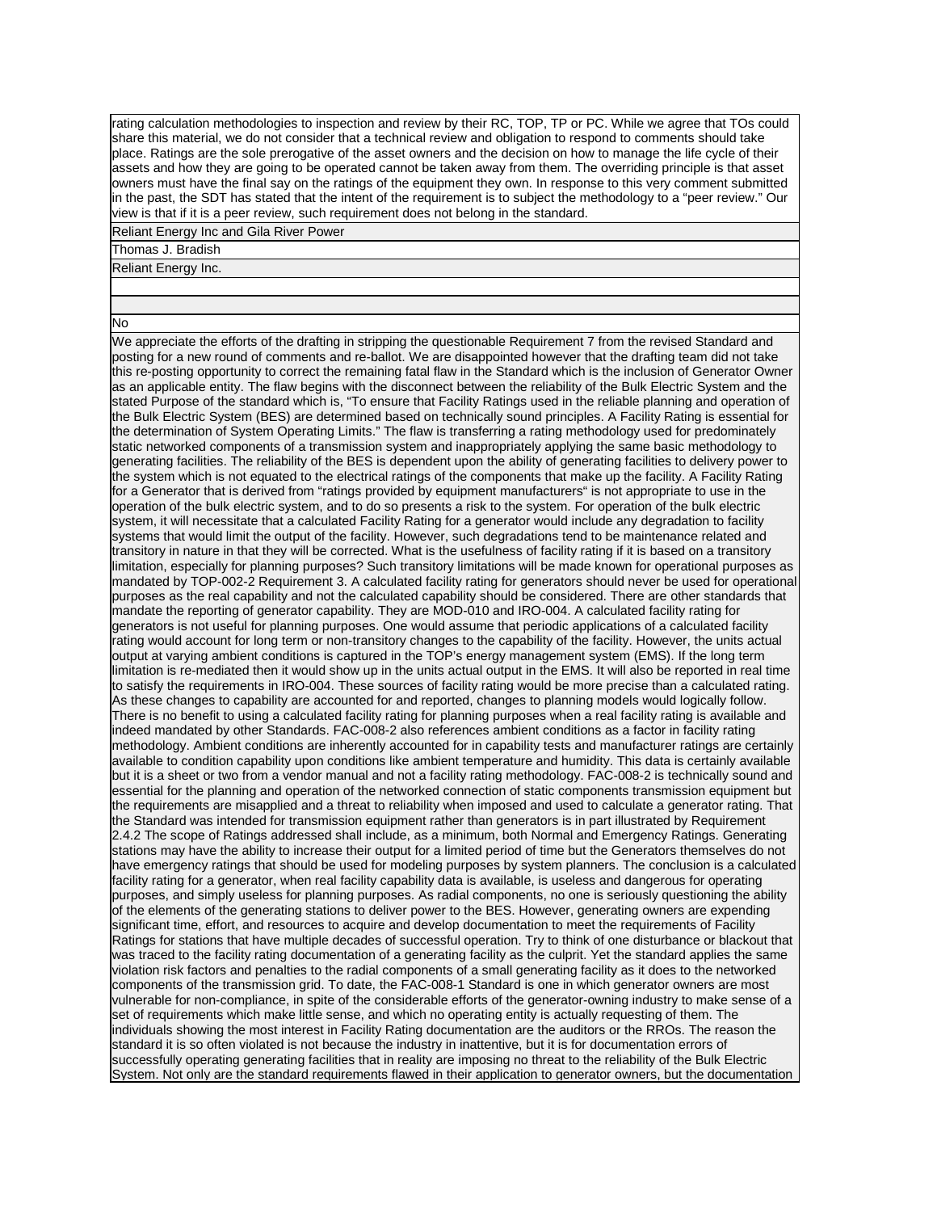rating calculation methodologies to inspection and review by their RC, TOP, TP or PC. While we agree that TOs could share this material, we do not consider that a technical review and obligation to respond to comments should take place. Ratings are the sole prerogative of the asset owners and the decision on how to manage the life cycle of their assets and how they are going to be operated cannot be taken away from them. The overriding principle is that asset owners must have the final say on the ratings of the equipment they own. In response to this very comment submitted in the past, the SDT has stated that the intent of the requirement is to subject the methodology to a "peer review." Our view is that if it is a peer review, such requirement does not belong in the standard.

Reliant Energy Inc and Gila River Power

Thomas J. Bradish

Reliant Energy Inc.

No

We appreciate the efforts of the drafting in stripping the questionable Requirement 7 from the revised Standard and posting for a new round of comments and re-ballot. We are disappointed however that the drafting team did not take this re-posting opportunity to correct the remaining fatal flaw in the Standard which is the inclusion of Generator Owner as an applicable entity. The flaw begins with the disconnect between the reliability of the Bulk Electric System and the stated Purpose of the standard which is, "To ensure that Facility Ratings used in the reliable planning and operation of the Bulk Electric System (BES) are determined based on technically sound principles. A Facility Rating is essential for the determination of System Operating Limits." The flaw is transferring a rating methodology used for predominately static networked components of a transmission system and inappropriately applying the same basic methodology to generating facilities. The reliability of the BES is dependent upon the ability of generating facilities to delivery power to the system which is not equated to the electrical ratings of the components that make up the facility. A Facility Rating for a Generator that is derived from "ratings provided by equipment manufacturers" is not appropriate to use in the operation of the bulk electric system, and to do so presents a risk to the system. For operation of the bulk electric system, it will necessitate that a calculated Facility Rating for a generator would include any degradation to facility systems that would limit the output of the facility. However, such degradations tend to be maintenance related and transitory in nature in that they will be corrected. What is the usefulness of facility rating if it is based on a transitory limitation, especially for planning purposes? Such transitory limitations will be made known for operational purposes as mandated by TOP-002-2 Requirement 3. A calculated facility rating for generators should never be used for operational purposes as the real capability and not the calculated capability should be considered. There are other standards that mandate the reporting of generator capability. They are MOD-010 and IRO-004. A calculated facility rating for generators is not useful for planning purposes. One would assume that periodic applications of a calculated facility rating would account for long term or non-transitory changes to the capability of the facility. However, the units actual output at varying ambient conditions is captured in the TOP's energy management system (EMS). If the long term limitation is re-mediated then it would show up in the units actual output in the EMS. It will also be reported in real time to satisfy the requirements in IRO-004. These sources of facility rating would be more precise than a calculated rating. As these changes to capability are accounted for and reported, changes to planning models would logically follow. There is no benefit to using a calculated facility rating for planning purposes when a real facility rating is available and indeed mandated by other Standards. FAC-008-2 also references ambient conditions as a factor in facility rating methodology. Ambient conditions are inherently accounted for in capability tests and manufacturer ratings are certainly available to condition capability upon conditions like ambient temperature and humidity. This data is certainly available but it is a sheet or two from a vendor manual and not a facility rating methodology. FAC-008-2 is technically sound and essential for the planning and operation of the networked connection of static components transmission equipment but the requirements are misapplied and a threat to reliability when imposed and used to calculate a generator rating. That the Standard was intended for transmission equipment rather than generators is in part illustrated by Requirement 2.4.2 The scope of Ratings addressed shall include, as a minimum, both Normal and Emergency Ratings. Generating stations may have the ability to increase their output for a limited period of time but the Generators themselves do not have emergency ratings that should be used for modeling purposes by system planners. The conclusion is a calculated facility rating for a generator, when real facility capability data is available, is useless and dangerous for operating purposes, and simply useless for planning purposes. As radial components, no one is seriously questioning the ability of the elements of the generating stations to deliver power to the BES. However, generating owners are expending significant time, effort, and resources to acquire and develop documentation to meet the requirements of Facility Ratings for stations that have multiple decades of successful operation. Try to think of one disturbance or blackout that was traced to the facility rating documentation of a generating facility as the culprit. Yet the standard applies the same violation risk factors and penalties to the radial components of a small generating facility as it does to the networked components of the transmission grid. To date, the FAC-008-1 Standard is one in which generator owners are most vulnerable for non-compliance, in spite of the considerable efforts of the generator-owning industry to make sense of a set of requirements which make little sense, and which no operating entity is actually requesting of them. The individuals showing the most interest in Facility Rating documentation are the auditors or the RROs. The reason the standard it is so often violated is not because the industry in inattentive, but it is for documentation errors of successfully operating generating facilities that in reality are imposing no threat to the reliability of the Bulk Electric System. Not only are the standard requirements flawed in their application to generator owners, but the documentation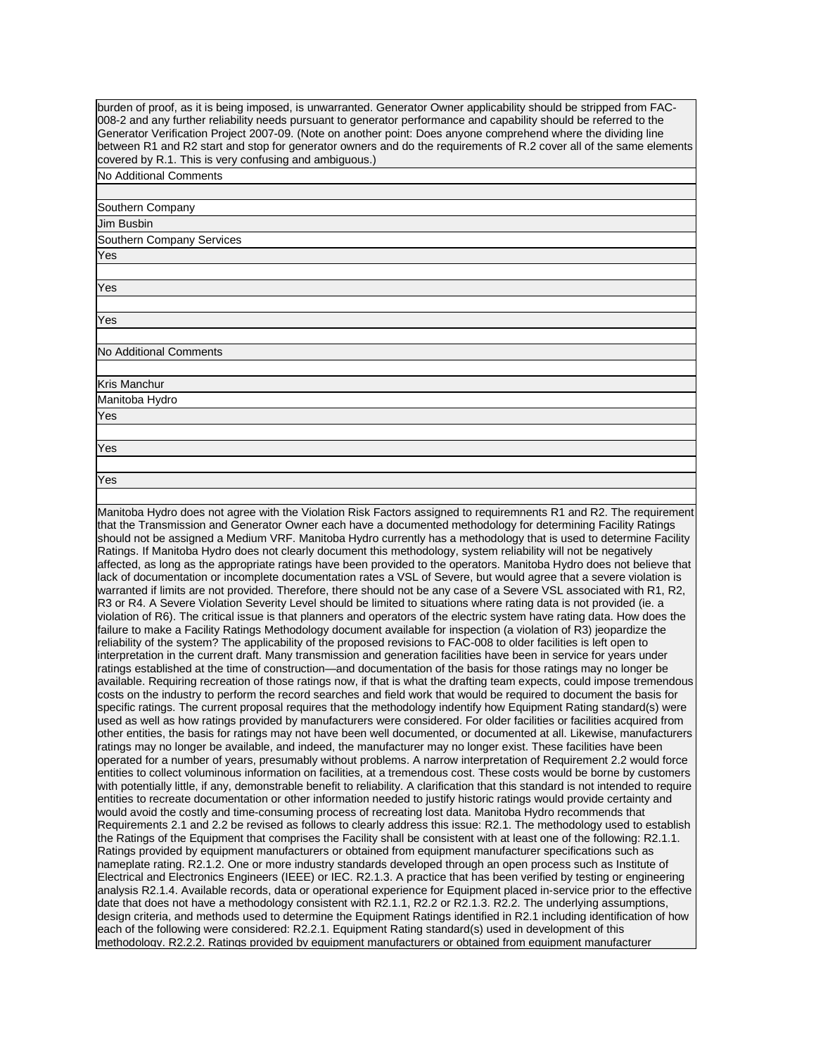burden of proof, as it is being imposed, is unwarranted. Generator Owner applicability should be stripped from FAC-008-2 and any further reliability needs pursuant to generator performance and capability should be referred to the Generator Verification Project 2007-09. (Note on another point: Does anyone comprehend where the dividing line between R1 and R2 start and stop for generator owners and do the requirements of R.2 cover all of the same elements covered by R.1. This is very confusing and ambiguous.)

No Additional Comments

Southern Company

Jim Busbin

Southern Company Services

Yes

Yes

Yes

No Additional Comments

Kris Manchur

Manitoba Hydro

Yes

Yes

Yes

Manitoba Hydro does not agree with the Violation Risk Factors assigned to requiremnents R1 and R2. The requirement that the Transmission and Generator Owner each have a documented methodology for determining Facility Ratings should not be assigned a Medium VRF. Manitoba Hydro currently has a methodology that is used to determine Facility Ratings. If Manitoba Hydro does not clearly document this methodology, system reliability will not be negatively affected, as long as the appropriate ratings have been provided to the operators. Manitoba Hydro does not believe that lack of documentation or incomplete documentation rates a VSL of Severe, but would agree that a severe violation is warranted if limits are not provided. Therefore, there should not be any case of a Severe VSL associated with R1, R2, R3 or R4. A Severe Violation Severity Level should be limited to situations where rating data is not provided (ie. a violation of R6). The critical issue is that planners and operators of the electric system have rating data. How does the failure to make a Facility Ratings Methodology document available for inspection (a violation of R3) jeopardize the reliability of the system? The applicability of the proposed revisions to FAC-008 to older facilities is left open to interpretation in the current draft. Many transmission and generation facilities have been in service for years under ratings established at the time of construction—and documentation of the basis for those ratings may no longer be available. Requiring recreation of those ratings now, if that is what the drafting team expects, could impose tremendous costs on the industry to perform the record searches and field work that would be required to document the basis for specific ratings. The current proposal requires that the methodology indentify how Equipment Rating standard(s) were used as well as how ratings provided by manufacturers were considered. For older facilities or facilities acquired from other entities, the basis for ratings may not have been well documented, or documented at all. Likewise, manufacturers ratings may no longer be available, and indeed, the manufacturer may no longer exist. These facilities have been operated for a number of years, presumably without problems. A narrow interpretation of Requirement 2.2 would force entities to collect voluminous information on facilities, at a tremendous cost. These costs would be borne by customers with potentially little, if any, demonstrable benefit to reliability. A clarification that this standard is not intended to require entities to recreate documentation or other information needed to justify historic ratings would provide certainty and would avoid the costly and time-consuming process of recreating lost data. Manitoba Hydro recommends that Requirements 2.1 and 2.2 be revised as follows to clearly address this issue: R2.1. The methodology used to establish the Ratings of the Equipment that comprises the Facility shall be consistent with at least one of the following: R2.1.1. Ratings provided by equipment manufacturers or obtained from equipment manufacturer specifications such as nameplate rating. R2.1.2. One or more industry standards developed through an open process such as Institute of Electrical and Electronics Engineers (IEEE) or IEC. R2.1.3. A practice that has been verified by testing or engineering analysis R2.1.4. Available records, data or operational experience for Equipment placed in-service prior to the effective date that does not have a methodology consistent with R2.1.1, R2.2 or R2.1.3. R2.2. The underlying assumptions, design criteria, and methods used to determine the Equipment Ratings identified in R2.1 including identification of how each of the following were considered: R2.2.1. Equipment Rating standard(s) used in development of this methodology. R2.2.2. Ratings provided by equipment manufacturers or obtained from equipment manufacturer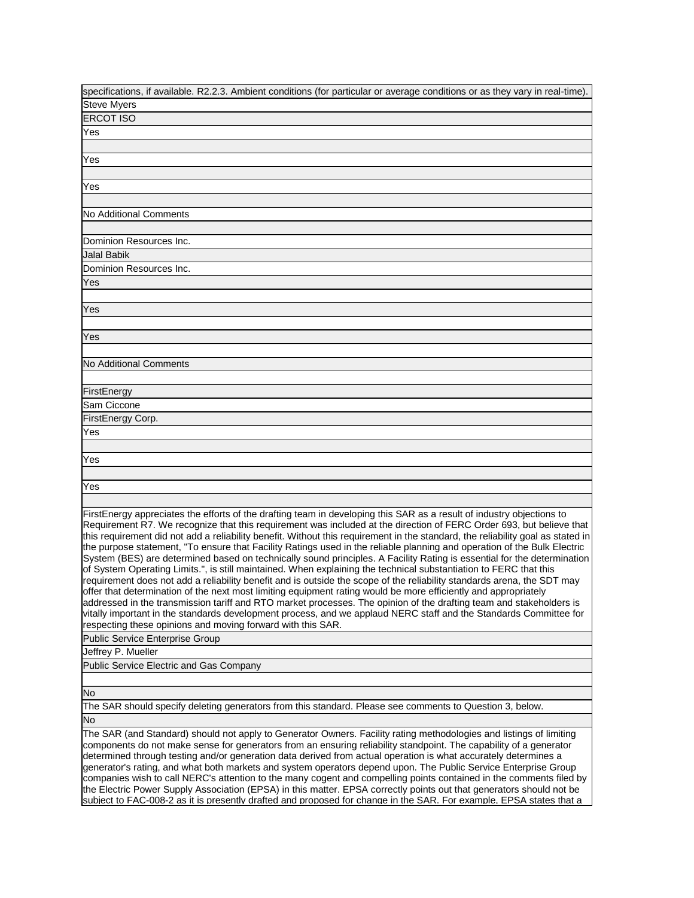specifications, if available. R2.2.3. Ambient conditions (for particular or average conditions or as they vary in real-time).

Steve Myers

ERCOT ISO

Yes

Yes

Yes

No Additional Comments

Dominion Resources Inc.

Jalal Babik

Dominion Resources Inc.

Yes

Yes

Yes

No Additional Comments

FirstEnergy

Sam Ciccone

FirstEnergy Corp.

Yes

Yes

Yes

FirstEnergy appreciates the efforts of the drafting team in developing this SAR as a result of industry objections to Requirement R7. We recognize that this requirement was included at the direction of FERC Order 693, but believe that this requirement did not add a reliability benefit. Without this requirement in the standard, the reliability goal as stated in the purpose statement, "To ensure that Facility Ratings used in the reliable planning and operation of the Bulk Electric System (BES) are determined based on technically sound principles. A Facility Rating is essential for the determination of System Operating Limits.", is still maintained. When explaining the technical substantiation to FERC that this requirement does not add a reliability benefit and is outside the scope of the reliability standards arena, the SDT may offer that determination of the next most limiting equipment rating would be more efficiently and appropriately addressed in the transmission tariff and RTO market processes. The opinion of the drafting team and stakeholders is vitally important in the standards development process, and we applaud NERC staff and the Standards Committee for respecting these opinions and moving forward with this SAR.

Public Service Enterprise Group

Jeffrey P. Mueller

Public Service Electric and Gas Company

No

The SAR should specify deleting generators from this standard. Please see comments to Question 3, below.

No

The SAR (and Standard) should not apply to Generator Owners. Facility rating methodologies and listings of limiting components do not make sense for generators from an ensuring reliability standpoint. The capability of a generator determined through testing and/or generation data derived from actual operation is what accurately determines a generator's rating, and what both markets and system operators depend upon. The Public Service Enterprise Group companies wish to call NERC's attention to the many cogent and compelling points contained in the comments filed by the Electric Power Supply Association (EPSA) in this matter. EPSA correctly points out that generators should not be subject to FAC-008-2 as it is presently drafted and proposed for change in the SAR. For example, EPSA states that a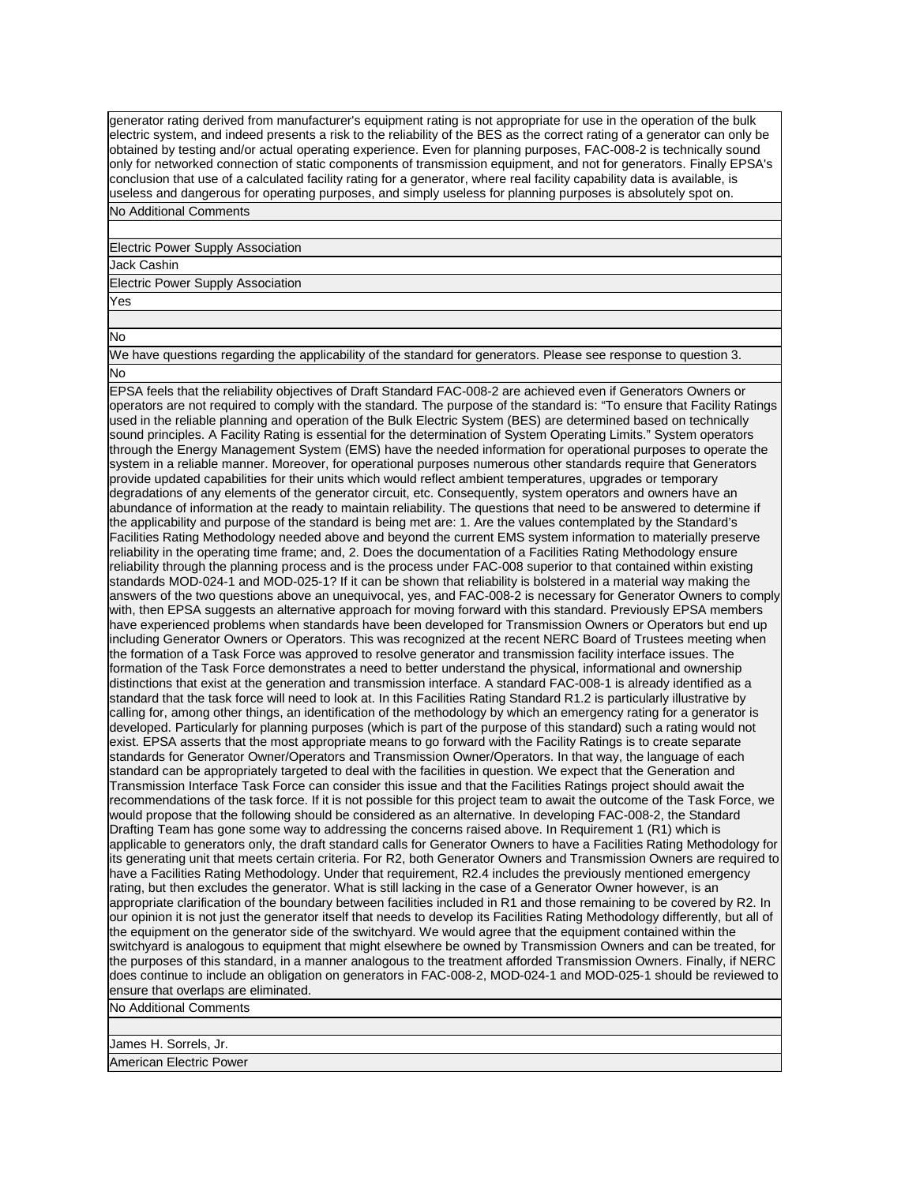generator rating derived from manufacturer's equipment rating is not appropriate for use in the operation of the bulk electric system, and indeed presents a risk to the reliability of the BES as the correct rating of a generator can only be obtained by testing and/or actual operating experience. Even for planning purposes, FAC-008-2 is technically sound only for networked connection of static components of transmission equipment, and not for generators. Finally EPSA's conclusion that use of a calculated facility rating for a generator, where real facility capability data is available, is useless and dangerous for operating purposes, and simply useless for planning purposes is absolutely spot on.

No Additional Comments

Electric Power Supply Association

Jack Cashin

Electric Power Supply Association

Yes

No

We have questions regarding the applicability of the standard for generators. Please see response to question 3.

No

EPSA feels that the reliability objectives of Draft Standard FAC-008-2 are achieved even if Generators Owners or operators are not required to comply with the standard. The purpose of the standard is: "To ensure that Facility Ratings used in the reliable planning and operation of the Bulk Electric System (BES) are determined based on technically sound principles. A Facility Rating is essential for the determination of System Operating Limits." System operators through the Energy Management System (EMS) have the needed information for operational purposes to operate the system in a reliable manner. Moreover, for operational purposes numerous other standards require that Generators provide updated capabilities for their units which would reflect ambient temperatures, upgrades or temporary degradations of any elements of the generator circuit, etc. Consequently, system operators and owners have an abundance of information at the ready to maintain reliability. The questions that need to be answered to determine if the applicability and purpose of the standard is being met are: 1. Are the values contemplated by the Standard's Facilities Rating Methodology needed above and beyond the current EMS system information to materially preserve reliability in the operating time frame; and, 2. Does the documentation of a Facilities Rating Methodology ensure reliability through the planning process and is the process under FAC-008 superior to that contained within existing standards MOD-024-1 and MOD-025-1? If it can be shown that reliability is bolstered in a material way making the answers of the two questions above an unequivocal, yes, and FAC-008-2 is necessary for Generator Owners to comply with, then EPSA suggests an alternative approach for moving forward with this standard. Previously EPSA members have experienced problems when standards have been developed for Transmission Owners or Operators but end up including Generator Owners or Operators. This was recognized at the recent NERC Board of Trustees meeting when the formation of a Task Force was approved to resolve generator and transmission facility interface issues. The formation of the Task Force demonstrates a need to better understand the physical, informational and ownership distinctions that exist at the generation and transmission interface. A standard FAC-008-1 is already identified as a standard that the task force will need to look at. In this Facilities Rating Standard R1.2 is particularly illustrative by calling for, among other things, an identification of the methodology by which an emergency rating for a generator is developed. Particularly for planning purposes (which is part of the purpose of this standard) such a rating would not exist. EPSA asserts that the most appropriate means to go forward with the Facility Ratings is to create separate standards for Generator Owner/Operators and Transmission Owner/Operators. In that way, the language of each standard can be appropriately targeted to deal with the facilities in question. We expect that the Generation and Transmission Interface Task Force can consider this issue and that the Facilities Ratings project should await the recommendations of the task force. If it is not possible for this project team to await the outcome of the Task Force, we would propose that the following should be considered as an alternative. In developing FAC-008-2, the Standard Drafting Team has gone some way to addressing the concerns raised above. In Requirement 1 (R1) which is applicable to generators only, the draft standard calls for Generator Owners to have a Facilities Rating Methodology for its generating unit that meets certain criteria. For R2, both Generator Owners and Transmission Owners are required to have a Facilities Rating Methodology. Under that requirement, R2.4 includes the previously mentioned emergency rating, but then excludes the generator. What is still lacking in the case of a Generator Owner however, is an appropriate clarification of the boundary between facilities included in R1 and those remaining to be covered by R2. In our opinion it is not just the generator itself that needs to develop its Facilities Rating Methodology differently, but all of the equipment on the generator side of the switchyard. We would agree that the equipment contained within the switchyard is analogous to equipment that might elsewhere be owned by Transmission Owners and can be treated, for the purposes of this standard, in a manner analogous to the treatment afforded Transmission Owners. Finally, if NERC does continue to include an obligation on generators in FAC-008-2, MOD-024-1 and MOD-025-1 should be reviewed to ensure that overlaps are eliminated.

No Additional Comments

James H. Sorrels, Jr.

American Electric Power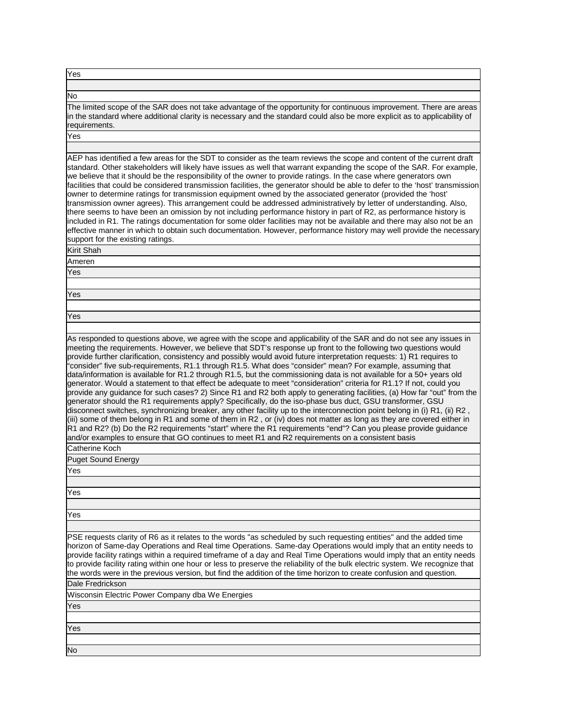Yes

No

The limited scope of the SAR does not take advantage of the opportunity for continuous improvement. There are areas in the standard where additional clarity is necessary and the standard could also be more explicit as to applicability of requirements.

Yes

AEP has identified a few areas for the SDT to consider as the team reviews the scope and content of the current draft standard. Other stakeholders will likely have issues as well that warrant expanding the scope of the SAR. For example, we believe that it should be the responsibility of the owner to provide ratings. In the case where generators own facilities that could be considered transmission facilities, the generator should be able to defer to the 'host' transmission owner to determine ratings for transmission equipment owned by the associated generator (provided the 'host' transmission owner agrees). This arrangement could be addressed administratively by letter of understanding. Also, there seems to have been an omission by not including performance history in part of R2, as performance history is included in R1. The ratings documentation for some older facilities may not be available and there may also not be an effective manner in which to obtain such documentation. However, performance history may well provide the necessary support for the existing ratings.

Kirit Shah

Ameren

Yes

Yes

Yes

As responded to questions above, we agree with the scope and applicability of the SAR and do not see any issues in meeting the requirements. However, we believe that SDT's response up front to the following two questions would provide further clarification, consistency and possibly would avoid future interpretation requests: 1) R1 requires to "consider" five sub-requirements, R1.1 through R1.5. What does "consider" mean? For example, assuming that data/information is available for R1.2 through R1.5, but the commissioning data is not available for a 50+ years old generator. Would a statement to that effect be adequate to meet "consideration" criteria for R1.1? If not, could you provide any guidance for such cases? 2) Since R1 and R2 both apply to generating facilities, (a) How far "out" from the generator should the R1 requirements apply? Specifically, do the iso-phase bus duct, GSU transformer, GSU disconnect switches, synchronizing breaker, any other facility up to the interconnection point belong in (i) R1, (ii) R2 , (iii) some of them belong in R1 and some of them in R2 , or (iv) does not matter as long as they are covered either in R1 and R2? (b) Do the R2 requirements "start" where the R1 requirements "end"? Can you please provide guidance and/or examples to ensure that GO continues to meet R1 and R2 requirements on a consistent basis

Catherine Koch

Puget Sound Energy

Yes

Yes

Yes

PSE requests clarity of R6 as it relates to the words "as scheduled by such requesting entities" and the added time horizon of Same-day Operations and Real time Operations. Same-day Operations would imply that an entity needs to provide facility ratings within a required timeframe of a day and Real Time Operations would imply that an entity needs to provide facility rating within one hour or less to preserve the reliability of the bulk electric system. We recognize that the words were in the previous version, but find the addition of the time horizon to create confusion and question.

Dale Fredrickson

Wisconsin Electric Power Company dba We Energies

Yes

Yes

No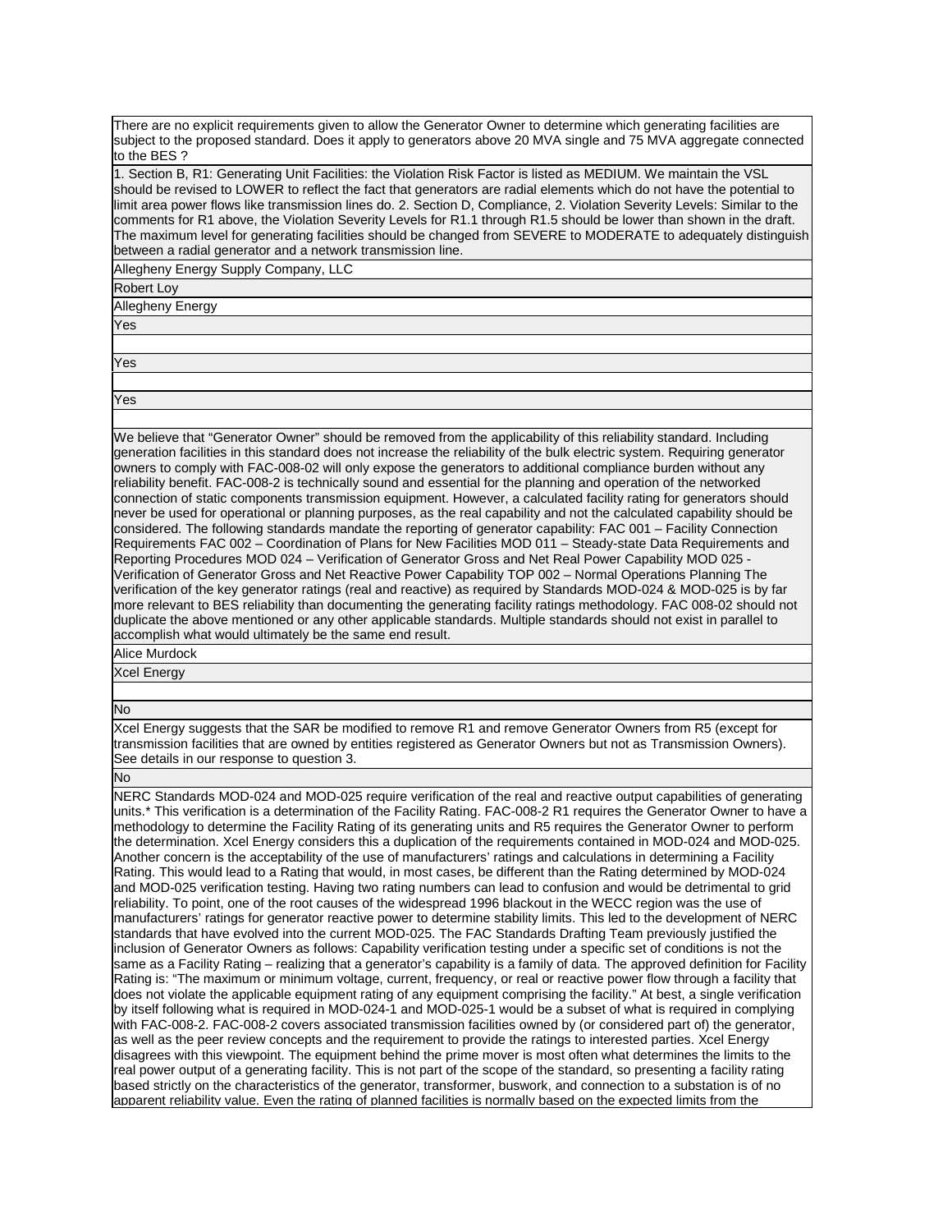There are no explicit requirements given to allow the Generator Owner to determine which generating facilities are subject to the proposed standard. Does it apply to generators above 20 MVA single and 75 MVA aggregate connected to the BES ?

1. Section B, R1: Generating Unit Facilities: the Violation Risk Factor is listed as MEDIUM. We maintain the VSL should be revised to LOWER to reflect the fact that generators are radial elements which do not have the potential to limit area power flows like transmission lines do. 2. Section D, Compliance, 2. Violation Severity Levels: Similar to the comments for R1 above, the Violation Severity Levels for R1.1 through R1.5 should be lower than shown in the draft. The maximum level for generating facilities should be changed from SEVERE to MODERATE to adequately distinguish between a radial generator and a network transmission line.

Allegheny Energy Supply Company, LLC

Robert Loy

Allegheny Energy

Yes

Yes

Yes

We believe that "Generator Owner" should be removed from the applicability of this reliability standard. Including generation facilities in this standard does not increase the reliability of the bulk electric system. Requiring generator owners to comply with FAC-008-02 will only expose the generators to additional compliance burden without any reliability benefit. FAC-008-2 is technically sound and essential for the planning and operation of the networked connection of static components transmission equipment. However, a calculated facility rating for generators should never be used for operational or planning purposes, as the real capability and not the calculated capability should be considered. The following standards mandate the reporting of generator capability: FAC 001 – Facility Connection Requirements FAC 002 – Coordination of Plans for New Facilities MOD 011 – Steady-state Data Requirements and Reporting Procedures MOD 024 – Verification of Generator Gross and Net Real Power Capability MOD 025 - Verification of Generator Gross and Net Reactive Power Capability TOP 002 – Normal Operations Planning The verification of the key generator ratings (real and reactive) as required by Standards MOD-024 & MOD-025 is by far more relevant to BES reliability than documenting the generating facility ratings methodology. FAC 008-02 should not duplicate the above mentioned or any other applicable standards. Multiple standards should not exist in parallel to accomplish what would ultimately be the same end result.

Alice Murdock

Xcel Energy

No

Xcel Energy suggests that the SAR be modified to remove R1 and remove Generator Owners from R5 (except for transmission facilities that are owned by entities registered as Generator Owners but not as Transmission Owners). See details in our response to question 3.

No

NERC Standards MOD-024 and MOD-025 require verification of the real and reactive output capabilities of generating units.* This verification is a determination of the Facility Rating. FAC-008-2 R1 requires the Generator Owner to have a methodology to determine the Facility Rating of its generating units and R5 requires the Generator Owner to perform the determination. Xcel Energy considers this a duplication of the requirements contained in MOD-024 and MOD-025. Another concern is the acceptability of the use of manufacturers' ratings and calculations in determining a Facility Rating. This would lead to a Rating that would, in most cases, be different than the Rating determined by MOD-024 and MOD-025 verification testing. Having two rating numbers can lead to confusion and would be detrimental to grid reliability. To point, one of the root causes of the widespread 1996 blackout in the WECC region was the use of manufacturers' ratings for generator reactive power to determine stability limits. This led to the development of NERC standards that have evolved into the current MOD-025. The FAC Standards Drafting Team previously justified the inclusion of Generator Owners as follows: Capability verification testing under a specific set of conditions is not the same as a Facility Rating – realizing that a generator's capability is a family of data. The approved definition for Facility Rating is: "The maximum or minimum voltage, current, frequency, or real or reactive power flow through a facility that does not violate the applicable equipment rating of any equipment comprising the facility." At best, a single verification by itself following what is required in MOD-024-1 and MOD-025-1 would be a subset of what is required in complying with FAC-008-2. FAC-008-2 covers associated transmission facilities owned by (or considered part of) the generator, as well as the peer review concepts and the requirement to provide the ratings to interested parties. Xcel Energy disagrees with this viewpoint. The equipment behind the prime mover is most often what determines the limits to the real power output of a generating facility. This is not part of the scope of the standard, so presenting a facility rating based strictly on the characteristics of the generator, transformer, buswork, and connection to a substation is of no apparent reliability value. Even the rating of planned facilities is normally based on the expected limits from the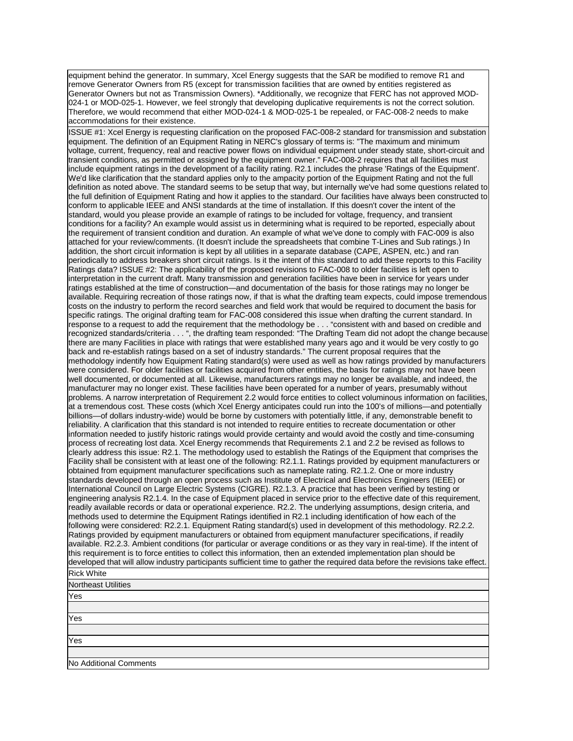| |
|---|
| equipment behind the generator. In summary, Xcel Energy suggests that the SAR be modified to remove R1 and remove Generator Owners from R5 (except for transmission facilities that are owned by entities registered as Generator Owners but not as Transmission Owners). *Additionally, we recognize that FERC has not approved MOD-024-1 or MOD-025-1. However, we feel strongly that developing duplicative requirements is not the correct solution. Therefore, we would recommend that either MOD-024-1 & MOD-025-1 be repealed, or FAC-008-2 needs to make accommodations for their existence. |
| ISSUE #1: Xcel Energy is requesting clarification on the proposed FAC-008-2 standard for transmission and substation equipment. The definition of an Equipment Rating in NERC's glossary of terms is: "The maximum and minimum voltage, current, frequency, real and reactive power flows on individual equipment under steady state, short-circuit and transient conditions, as permitted or assigned by the equipment owner." FAC-008-2 requires that all facilities must include equipment ratings in the development of a facility rating. R2.1 includes the phrase 'Ratings of the Equipment'. We'd like clarification that the standard applies only to the ampacity portion of the Equipment Rating and not the full definition as noted above. The standard seems to be setup that way, but internally we've had some questions related to the full definition of Equipment Rating and how it applies to the standard. Our facilities have always been constructed to conform to applicable IEEE and ANSI standards at the time of installation. If this doesn't cover the intent of the standard, would you please provide an example of ratings to be included for voltage, frequency, and transient conditions for a facility? An example would assist us in determining what is required to be reported, especially about the requirement of transient condition and duration. An example of what we've done to comply with FAC-009 is also attached for your review/comments. (It doesn't include the spreadsheets that combine T-Lines and Sub ratings.) In addition, the short circuit information is kept by all utilities in a separate database (CAPE, ASPEN, etc.) and ran periodically to address breakers short circuit ratings. Is it the intent of this standard to add these reports to this Facility Ratings data? ISSUE #2: The applicability of the proposed revisions to FAC-008 to older facilities is left open to interpretation in the current draft. Many transmission and generation facilities have been in service for years under ratings established at the time of construction—and documentation of the basis for those ratings may no longer be available. Requiring recreation of those ratings now, if that is what the drafting team expects, could impose tremendous costs on the industry to perform the record searches and field work that would be required to document the basis for specific ratings. The original drafting team for FAC-008 considered this issue when drafting the current standard. In response to a request to add the requirement that the methodology be . . . "consistent with and based on credible and recognized standards/criteria . . . ", the drafting team responded: "The Drafting Team did not adopt the change because there are many Facilities in place with ratings that were established many years ago and it would be very costly to go back and re-establish ratings based on a set of industry standards." The current proposal requires that the methodology indentify how Equipment Rating standard(s) were used as well as how ratings provided by manufacturers were considered. For older facilities or facilities acquired from other entities, the basis for ratings may not have been well documented, or documented at all. Likewise, manufacturers ratings may no longer be available, and indeed, the manufacturer may no longer exist. These facilities have been operated for a number of years, presumably without problems. A narrow interpretation of Requirement 2.2 would force entities to collect voluminous information on facilities, at a tremendous cost. These costs (which Xcel Energy anticipates could run into the 100's of millions—and potentially billions—of dollars industry-wide) would be borne by customers with potentially little, if any, demonstrable benefit to reliability. A clarification that this standard is not intended to require entities to recreate documentation or other information needed to justify historic ratings would provide certainty and would avoid the costly and time-consuming process of recreating lost data. Xcel Energy recommends that Requirements 2.1 and 2.2 be revised as follows to clearly address this issue: R2.1. The methodology used to establish the Ratings of the Equipment that comprises the Facility shall be consistent with at least one of the following: R2.1.1. Ratings provided by equipment manufacturers or obtained from equipment manufacturer specifications such as nameplate rating. R2.1.2. One or more industry standards developed through an open process such as Institute of Electrical and Electronics Engineers (IEEE) or International Council on Large Electric Systems (CIGRE). R2.1.3. A practice that has been verified by testing or engineering analysis R2.1.4. In the case of Equipment placed in service prior to the effective date of this requirement, readily available records or data or operational experience. R2.2. The underlying assumptions, design criteria, and methods used to determine the Equipment Ratings identified in R2.1 including identification of how each of the following were considered: R2.2.1. Equipment Rating standard(s) used in development of this methodology. R2.2.2. Ratings provided by equipment manufacturers or obtained from equipment manufacturer specifications, if readily available. R2.2.3. Ambient conditions (for particular or average conditions or as they vary in real-time). If the intent of this requirement is to force entities to collect this information, then an extended implementation plan should be developed that will allow industry participants sufficient time to gather the required data before the revisions take effect. |
| Rick White |
| Northeast Utilities |
| Yes |
| |
| Yes |
| |
| Yes |
| |
| No Additional Comments |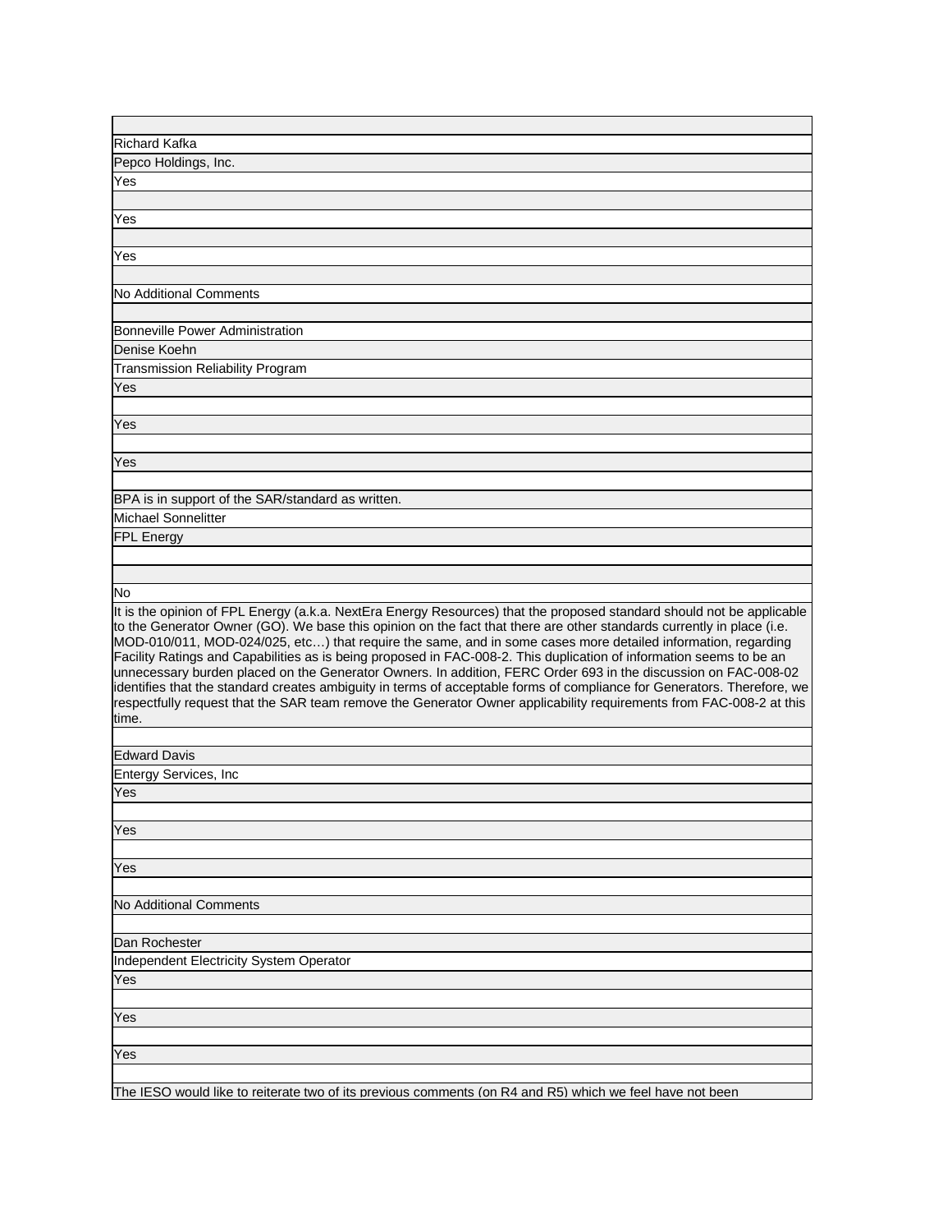Richard Kafka

Pepco Holdings, Inc.

Yes

Yes

Yes

No Additional Comments

Bonneville Power Administration

Denise Koehn

Transmission Reliability Program

Yes

Yes

Yes

BPA is in support of the SAR/standard as written.

Michael Sonnelitter

FPL Energy

No

It is the opinion of FPL Energy (a.k.a. NextEra Energy Resources) that the proposed standard should not be applicable to the Generator Owner (GO). We base this opinion on the fact that there are other standards currently in place (i.e. MOD-010/011, MOD-024/025, etc…) that require the same, and in some cases more detailed information, regarding Facility Ratings and Capabilities as is being proposed in FAC-008-2. This duplication of information seems to be an unnecessary burden placed on the Generator Owners. In addition, FERC Order 693 in the discussion on FAC-008-02 identifies that the standard creates ambiguity in terms of acceptable forms of compliance for Generators. Therefore, we respectfully request that the SAR team remove the Generator Owner applicability requirements from FAC-008-2 at this time.

Edward Davis

Entergy Services, Inc

Yes

Yes

Yes

No Additional Comments

Dan Rochester

Independent Electricity System Operator

Yes

Yes

Yes

The IESO would like to reiterate two of its previous comments (on R4 and R5) which we feel have not been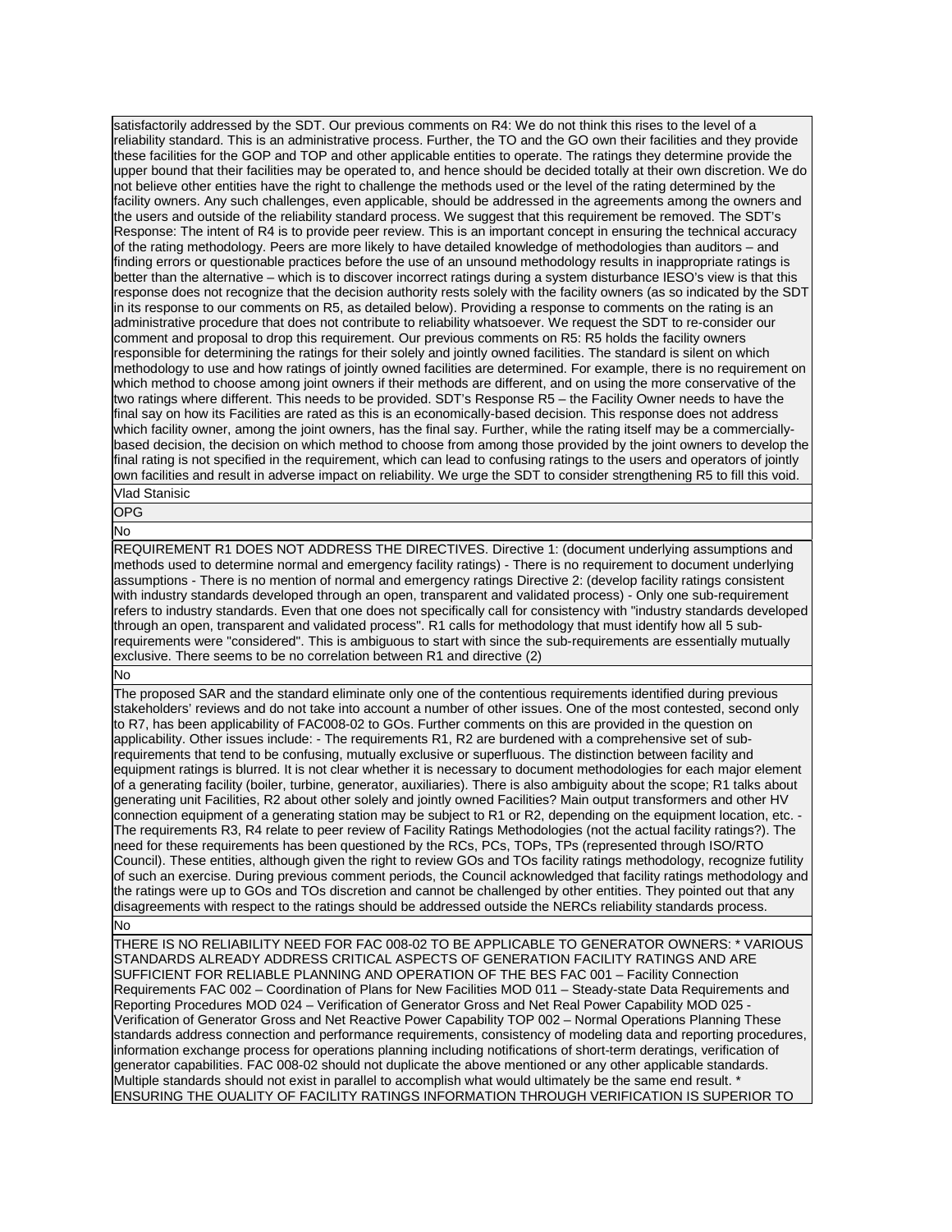satisfactorily addressed by the SDT. Our previous comments on R4: We do not think this rises to the level of a reliability standard. This is an administrative process. Further, the TO and the GO own their facilities and they provide these facilities for the GOP and TOP and other applicable entities to operate. The ratings they determine provide the upper bound that their facilities may be operated to, and hence should be decided totally at their own discretion. We do not believe other entities have the right to challenge the methods used or the level of the rating determined by the facility owners. Any such challenges, even applicable, should be addressed in the agreements among the owners and the users and outside of the reliability standard process. We suggest that this requirement be removed. The SDT's Response: The intent of R4 is to provide peer review. This is an important concept in ensuring the technical accuracy of the rating methodology. Peers are more likely to have detailed knowledge of methodologies than auditors – and finding errors or questionable practices before the use of an unsound methodology results in inappropriate ratings is better than the alternative – which is to discover incorrect ratings during a system disturbance IESO's view is that this response does not recognize that the decision authority rests solely with the facility owners (as so indicated by the SDT in its response to our comments on R5, as detailed below). Providing a response to comments on the rating is an administrative procedure that does not contribute to reliability whatsoever. We request the SDT to re-consider our comment and proposal to drop this requirement. Our previous comments on R5: R5 holds the facility owners responsible for determining the ratings for their solely and jointly owned facilities. The standard is silent on which methodology to use and how ratings of jointly owned facilities are determined. For example, there is no requirement on which method to choose among joint owners if their methods are different, and on using the more conservative of the two ratings where different. This needs to be provided. SDT's Response R5 – the Facility Owner needs to have the final say on how its Facilities are rated as this is an economically-based decision. This response does not address which facility owner, among the joint owners, has the final say. Further, while the rating itself may be a commercially-based decision, the decision on which method to choose from among those provided by the joint owners to develop the final rating is not specified in the requirement, which can lead to confusing ratings to the users and operators of jointly own facilities and result in adverse impact on reliability. We urge the SDT to consider strengthening R5 to fill this void.

Vlad Stanisic

OPG

No

REQUIREMENT R1 DOES NOT ADDRESS THE DIRECTIVES. Directive 1: (document underlying assumptions and methods used to determine normal and emergency facility ratings) - There is no requirement to document underlying assumptions - There is no mention of normal and emergency ratings Directive 2: (develop facility ratings consistent with industry standards developed through an open, transparent and validated process) - Only one sub-requirement refers to industry standards. Even that one does not specifically call for consistency with "industry standards developed through an open, transparent and validated process". R1 calls for methodology that must identify how all 5 sub-requirements were "considered". This is ambiguous to start with since the sub-requirements are essentially mutually exclusive. There seems to be no correlation between R1 and directive (2)

No

The proposed SAR and the standard eliminate only one of the contentious requirements identified during previous stakeholders' reviews and do not take into account a number of other issues. One of the most contested, second only to R7, has been applicability of FAC008-02 to GOs. Further comments on this are provided in the question on applicability. Other issues include: - The requirements R1, R2 are burdened with a comprehensive set of sub-requirements that tend to be confusing, mutually exclusive or superfluous. The distinction between facility and equipment ratings is blurred. It is not clear whether it is necessary to document methodologies for each major element of a generating facility (boiler, turbine, generator, auxiliaries). There is also ambiguity about the scope; R1 talks about generating unit Facilities, R2 about other solely and jointly owned Facilities? Main output transformers and other HV connection equipment of a generating station may be subject to R1 or R2, depending on the equipment location, etc. - The requirements R3, R4 relate to peer review of Facility Ratings Methodologies (not the actual facility ratings?). The need for these requirements has been questioned by the RCs, PCs, TOPs, TPs (represented through ISO/RTO Council). These entities, although given the right to review GOs and TOs facility ratings methodology, recognize futility of such an exercise. During previous comment periods, the Council acknowledged that facility ratings methodology and the ratings were up to GOs and TOs discretion and cannot be challenged by other entities. They pointed out that any disagreements with respect to the ratings should be addressed outside the NERCs reliability standards process.

No

THERE IS NO RELIABILITY NEED FOR FAC 008-02 TO BE APPLICABLE TO GENERATOR OWNERS: * VARIOUS STANDARDS ALREADY ADDRESS CRITICAL ASPECTS OF GENERATION FACILITY RATINGS AND ARE SUFFICIENT FOR RELIABLE PLANNING AND OPERATION OF THE BES FAC 001 – Facility Connection Requirements FAC 002 – Coordination of Plans for New Facilities MOD 011 – Steady-state Data Requirements and Reporting Procedures MOD 024 – Verification of Generator Gross and Net Real Power Capability MOD 025 - Verification of Generator Gross and Net Reactive Power Capability TOP 002 – Normal Operations Planning These standards address connection and performance requirements, consistency of modeling data and reporting procedures, information exchange process for operations planning including notifications of short-term deratings, verification of generator capabilities. FAC 008-02 should not duplicate the above mentioned or any other applicable standards. Multiple standards should not exist in parallel to accomplish what would ultimately be the same end result. * ENSURING THE QUALITY OF FACILITY RATINGS INFORMATION THROUGH VERIFICATION IS SUPERIOR TO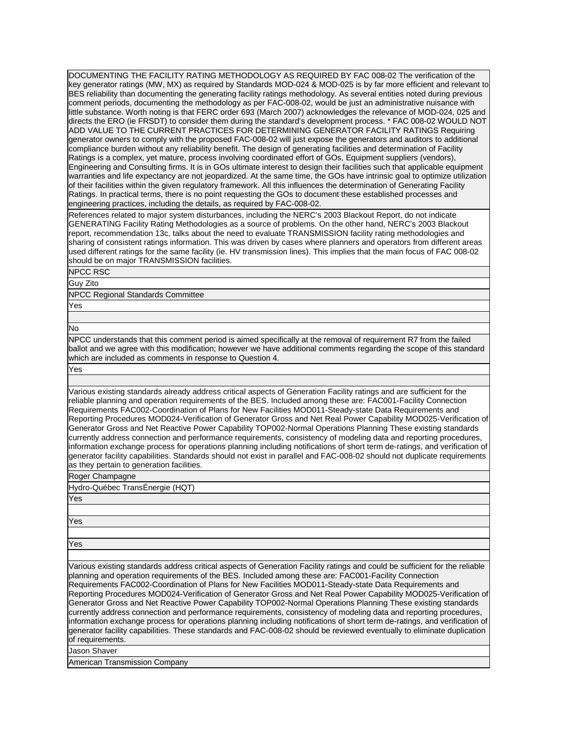DOCUMENTING THE FACILITY RATING METHODOLOGY AS REQUIRED BY FAC 008-02 The verification of the key generator ratings (MW, MX) as required by Standards MOD-024 & MOD-025 is by far more efficient and relevant to BES reliability than documenting the generating facility ratings methodology. As several entities noted during previous comment periods, documenting the methodology as per FAC-008-02, would be just an administrative nuisance with little substance. Worth noting is that FERC order 693 (March 2007) acknowledges the relevance of MOD-024, 025 and directs the ERO (ie FRSDT) to consider them during the standard's development process. * FAC 008-02 WOULD NOT ADD VALUE TO THE CURRENT PRACTICES FOR DETERMINING GENERATOR FACILITY RATINGS Requiring generator owners to comply with the proposed FAC-008-02 will just expose the generators and auditors to additional compliance burden without any reliability benefit. The design of generating facilities and determination of Facility Ratings is a complex, yet mature, process involving coordinated effort of GOs, Equipment suppliers (vendors), Engineering and Consulting firms. It is in GOs ultimate interest to design their facilities such that applicable equipment warranties and life expectancy are not jeopardized. At the same time, the GOs have intrinsic goal to optimize utilization of their facilities within the given regulatory framework. All this influences the determination of Generating Facility Ratings. In practical terms, there is no point requesting the GOs to document these established processes and engineering practices, including the details, as required by FAC-008-02.

References related to major system disturbances, including the NERC's 2003 Blackout Report, do not indicate GENERATING Facility Rating Methodologies as a source of problems. On the other hand, NERC's 2003 Blackout report, recommendation 13c, talks about the need to evaluate TRANSMISSION facility rating methodologies and sharing of consistent ratings information. This was driven by cases where planners and operators from different areas used different ratings for the same facility (ie. HV transmission lines). This implies that the main focus of FAC 008-02 should be on major TRANSMISSION facilities.

NPCC RSC

Guy Zito

NPCC Regional Standards Committee

Yes

No

NPCC understands that this comment period is aimed specifically at the removal of requirement R7 from the failed ballot and we agree with this modification; however we have additional comments regarding the scope of this standard which are included as comments in response to Question 4.

Yes

Various existing standards already address critical aspects of Generation Facility ratings and are sufficient for the reliable planning and operation requirements of the BES. Included among these are: FAC001-Facility Connection Requirements FAC002-Coordination of Plans for New Facilities MOD011-Steady-state Data Requirements and Reporting Procedures MOD024-Verification of Generator Gross and Net Real Power Capability MOD025-Verification of Generator Gross and Net Reactive Power Capability TOP002-Normal Operations Planning These existing standards currently address connection and performance requirements, consistency of modeling data and reporting procedures, information exchange process for operations planning including notifications of short term de-ratings, and verification of generator facility capabilities. Standards should not exist in parallel and FAC-008-02 should not duplicate requirements as they pertain to generation facilities.

Roger Champagne

Hydro-Québec TransÉnergie (HQT)

Yes

Yes

Yes

Various existing standards address critical aspects of Generation Facility ratings and could be sufficient for the reliable planning and operation requirements of the BES. Included among these are: FAC001-Facility Connection Requirements FAC002-Coordination of Plans for New Facilities MOD011-Steady-state Data Requirements and Reporting Procedures MOD024-Verification of Generator Gross and Net Real Power Capability MOD025-Verification of Generator Gross and Net Reactive Power Capability TOP002-Normal Operations Planning These existing standards currently address connection and performance requirements, consistency of modeling data and reporting procedures, information exchange process for operations planning including notifications of short term de-ratings, and verification of generator facility capabilities. These standards and FAC-008-02 should be reviewed eventually to eliminate duplication of requirements.

Jason Shaver

American Transmission Company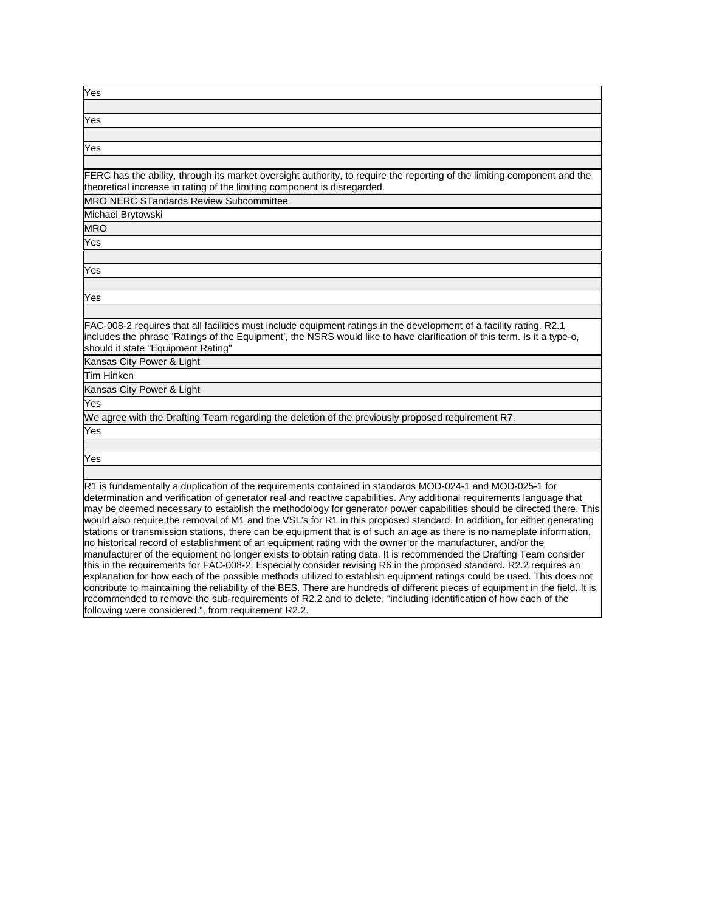| |
|---|
| Yes |
| |
| Yes |
| |
| Yes |
| |
| FERC has the ability, through its market oversight authority, to require the reporting of the limiting component and the theoretical increase in rating of the limiting component is disregarded. |
| MRO NERC STandards Review Subcommittee |
| Michael Brytowski |
| MRO |
| Yes |
| |
| Yes |
| |
| Yes |
| |
| FAC-008-2 requires that all facilities must include equipment ratings in the development of a facility rating. R2.1 includes the phrase 'Ratings of the Equipment', the NSRS would like to have clarification of this term. Is it a type-o, should it state "Equipment Rating" |
| Kansas City Power & Light |
| Tim Hinken |
| Kansas City Power & Light |
| Yes |
| We agree with the Drafting Team regarding the deletion of the previously proposed requirement R7. |
| Yes |
| |
| Yes |
| |
| R1 is fundamentally a duplication of the requirements contained in standards MOD-024-1 and MOD-025-1 for determination and verification of generator real and reactive capabilities. Any additional requirements language that may be deemed necessary to establish the methodology for generator power capabilities should be directed there. This would also require the removal of M1 and the VSL's for R1 in this proposed standard. In addition, for either generating stations or transmission stations, there can be equipment that is of such an age as there is no nameplate information, no historical record of establishment of an equipment rating with the owner or the manufacturer, and/or the manufacturer of the equipment no longer exists to obtain rating data. It is recommended the Drafting Team consider this in the requirements for FAC-008-2. Especially consider revising R6 in the proposed standard. R2.2 requires an explanation for how each of the possible methods utilized to establish equipment ratings could be used. This does not contribute to maintaining the reliability of the BES. There are hundreds of different pieces of equipment in the field. It is recommended to remove the sub-requirements of R2.2 and to delete, "including identification of how each of the following were considered:", from requirement R2.2. |